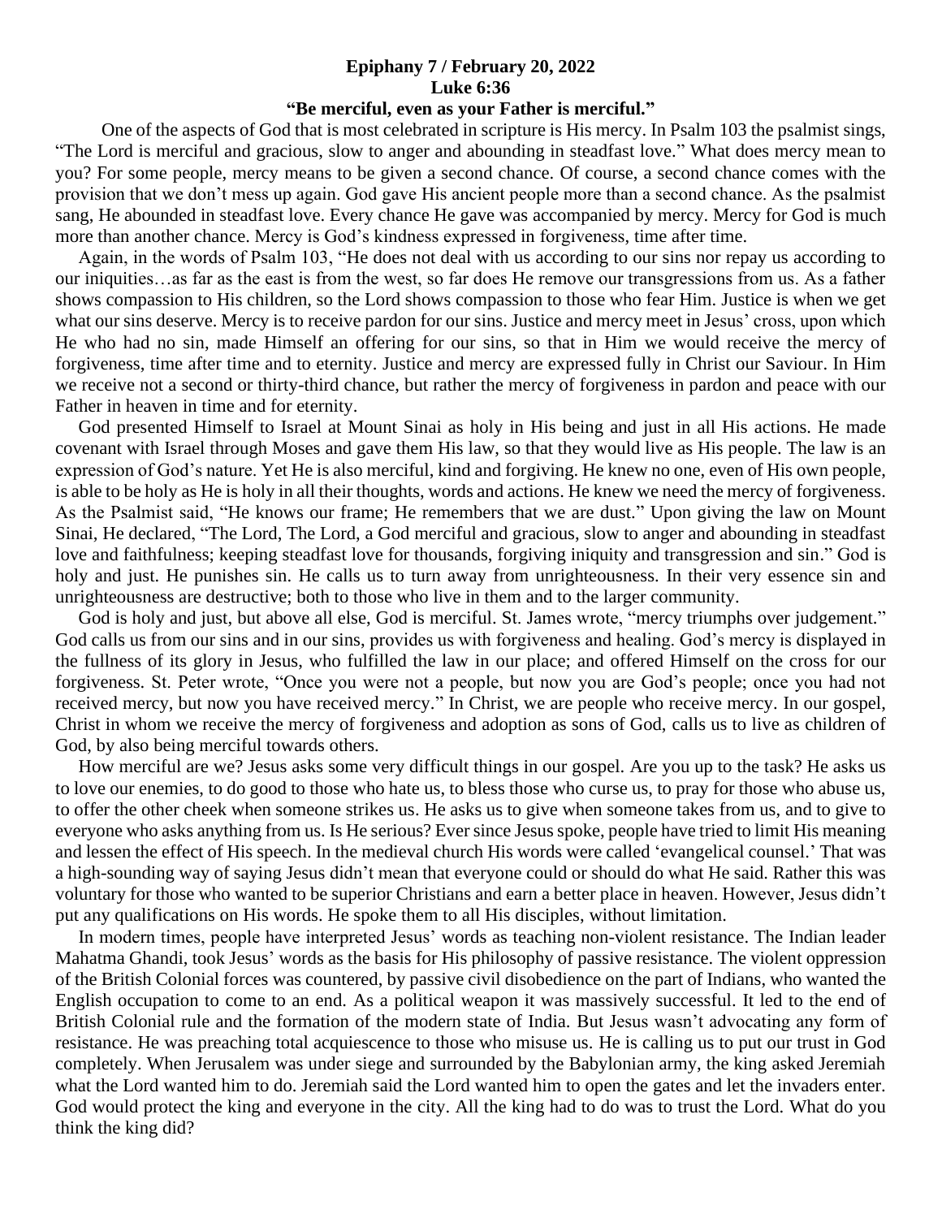**Epiphany 7 / February 20, 2022**
**Luke 6:36**
**"Be merciful, even as your Father is merciful."**

One of the aspects of God that is most celebrated in scripture is His mercy. In Psalm 103 the psalmist sings, "The Lord is merciful and gracious, slow to anger and abounding in steadfast love." What does mercy mean to you? For some people, mercy means to be given a second chance. Of course, a second chance comes with the provision that we don't mess up again. God gave His ancient people more than a second chance. As the psalmist sang, He abounded in steadfast love. Every chance He gave was accompanied by mercy. Mercy for God is much more than another chance. Mercy is God's kindness expressed in forgiveness, time after time.

Again, in the words of Psalm 103, "He does not deal with us according to our sins nor repay us according to our iniquities…as far as the east is from the west, so far does He remove our transgressions from us. As a father shows compassion to His children, so the Lord shows compassion to those who fear Him. Justice is when we get what our sins deserve. Mercy is to receive pardon for our sins. Justice and mercy meet in Jesus' cross, upon which He who had no sin, made Himself an offering for our sins, so that in Him we would receive the mercy of forgiveness, time after time and to eternity. Justice and mercy are expressed fully in Christ our Saviour. In Him we receive not a second or thirty-third chance, but rather the mercy of forgiveness in pardon and peace with our Father in heaven in time and for eternity.

God presented Himself to Israel at Mount Sinai as holy in His being and just in all His actions. He made covenant with Israel through Moses and gave them His law, so that they would live as His people. The law is an expression of God's nature. Yet He is also merciful, kind and forgiving. He knew no one, even of His own people, is able to be holy as He is holy in all their thoughts, words and actions. He knew we need the mercy of forgiveness. As the Psalmist said, "He knows our frame; He remembers that we are dust." Upon giving the law on Mount Sinai, He declared, "The Lord, The Lord, a God merciful and gracious, slow to anger and abounding in steadfast love and faithfulness; keeping steadfast love for thousands, forgiving iniquity and transgression and sin." God is holy and just. He punishes sin. He calls us to turn away from unrighteousness. In their very essence sin and unrighteousness are destructive; both to those who live in them and to the larger community.

God is holy and just, but above all else, God is merciful. St. James wrote, "mercy triumphs over judgement." God calls us from our sins and in our sins, provides us with forgiveness and healing. God's mercy is displayed in the fullness of its glory in Jesus, who fulfilled the law in our place; and offered Himself on the cross for our forgiveness. St. Peter wrote, "Once you were not a people, but now you are God's people; once you had not received mercy, but now you have received mercy." In Christ, we are people who receive mercy. In our gospel, Christ in whom we receive the mercy of forgiveness and adoption as sons of God, calls us to live as children of God, by also being merciful towards others.

How merciful are we? Jesus asks some very difficult things in our gospel. Are you up to the task? He asks us to love our enemies, to do good to those who hate us, to bless those who curse us, to pray for those who abuse us, to offer the other cheek when someone strikes us. He asks us to give when someone takes from us, and to give to everyone who asks anything from us. Is He serious? Ever since Jesus spoke, people have tried to limit His meaning and lessen the effect of His speech. In the medieval church His words were called 'evangelical counsel.' That was a high-sounding way of saying Jesus didn't mean that everyone could or should do what He said. Rather this was voluntary for those who wanted to be superior Christians and earn a better place in heaven. However, Jesus didn't put any qualifications on His words. He spoke them to all His disciples, without limitation.

In modern times, people have interpreted Jesus' words as teaching non-violent resistance. The Indian leader Mahatma Ghandi, took Jesus' words as the basis for His philosophy of passive resistance. The violent oppression of the British Colonial forces was countered, by passive civil disobedience on the part of Indians, who wanted the English occupation to come to an end. As a political weapon it was massively successful. It led to the end of British Colonial rule and the formation of the modern state of India. But Jesus wasn't advocating any form of resistance. He was preaching total acquiescence to those who misuse us. He is calling us to put our trust in God completely. When Jerusalem was under siege and surrounded by the Babylonian army, the king asked Jeremiah what the Lord wanted him to do. Jeremiah said the Lord wanted him to open the gates and let the invaders enter. God would protect the king and everyone in the city. All the king had to do was to trust the Lord. What do you think the king did?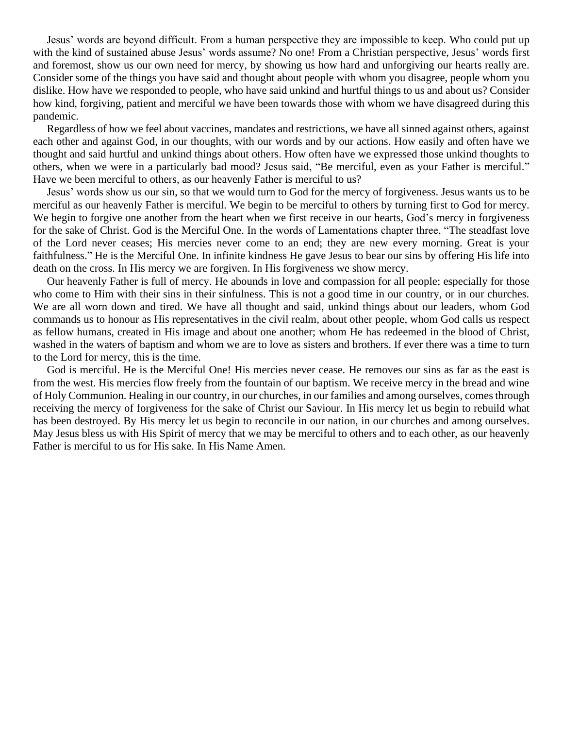Jesus' words are beyond difficult. From a human perspective they are impossible to keep. Who could put up with the kind of sustained abuse Jesus' words assume? No one! From a Christian perspective, Jesus' words first and foremost, show us our own need for mercy, by showing us how hard and unforgiving our hearts really are. Consider some of the things you have said and thought about people with whom you disagree, people whom you dislike. How have we responded to people, who have said unkind and hurtful things to us and about us? Consider how kind, forgiving, patient and merciful we have been towards those with whom we have disagreed during this pandemic.

Regardless of how we feel about vaccines, mandates and restrictions, we have all sinned against others, against each other and against God, in our thoughts, with our words and by our actions. How easily and often have we thought and said hurtful and unkind things about others. How often have we expressed those unkind thoughts to others, when we were in a particularly bad mood? Jesus said, "Be merciful, even as your Father is merciful." Have we been merciful to others, as our heavenly Father is merciful to us?

Jesus' words show us our sin, so that we would turn to God for the mercy of forgiveness. Jesus wants us to be merciful as our heavenly Father is merciful. We begin to be merciful to others by turning first to God for mercy. We begin to forgive one another from the heart when we first receive in our hearts, God's mercy in forgiveness for the sake of Christ. God is the Merciful One. In the words of Lamentations chapter three, "The steadfast love of the Lord never ceases; His mercies never come to an end; they are new every morning. Great is your faithfulness." He is the Merciful One. In infinite kindness He gave Jesus to bear our sins by offering His life into death on the cross. In His mercy we are forgiven. In His forgiveness we show mercy.

Our heavenly Father is full of mercy. He abounds in love and compassion for all people; especially for those who come to Him with their sins in their sinfulness. This is not a good time in our country, or in our churches. We are all worn down and tired. We have all thought and said, unkind things about our leaders, whom God commands us to honour as His representatives in the civil realm, about other people, whom God calls us respect as fellow humans, created in His image and about one another; whom He has redeemed in the blood of Christ, washed in the waters of baptism and whom we are to love as sisters and brothers. If ever there was a time to turn to the Lord for mercy, this is the time.

God is merciful. He is the Merciful One! His mercies never cease. He removes our sins as far as the east is from the west. His mercies flow freely from the fountain of our baptism. We receive mercy in the bread and wine of Holy Communion. Healing in our country, in our churches, in our families and among ourselves, comes through receiving the mercy of forgiveness for the sake of Christ our Saviour. In His mercy let us begin to rebuild what has been destroyed. By His mercy let us begin to reconcile in our nation, in our churches and among ourselves. May Jesus bless us with His Spirit of mercy that we may be merciful to others and to each other, as our heavenly Father is merciful to us for His sake. In His Name Amen.